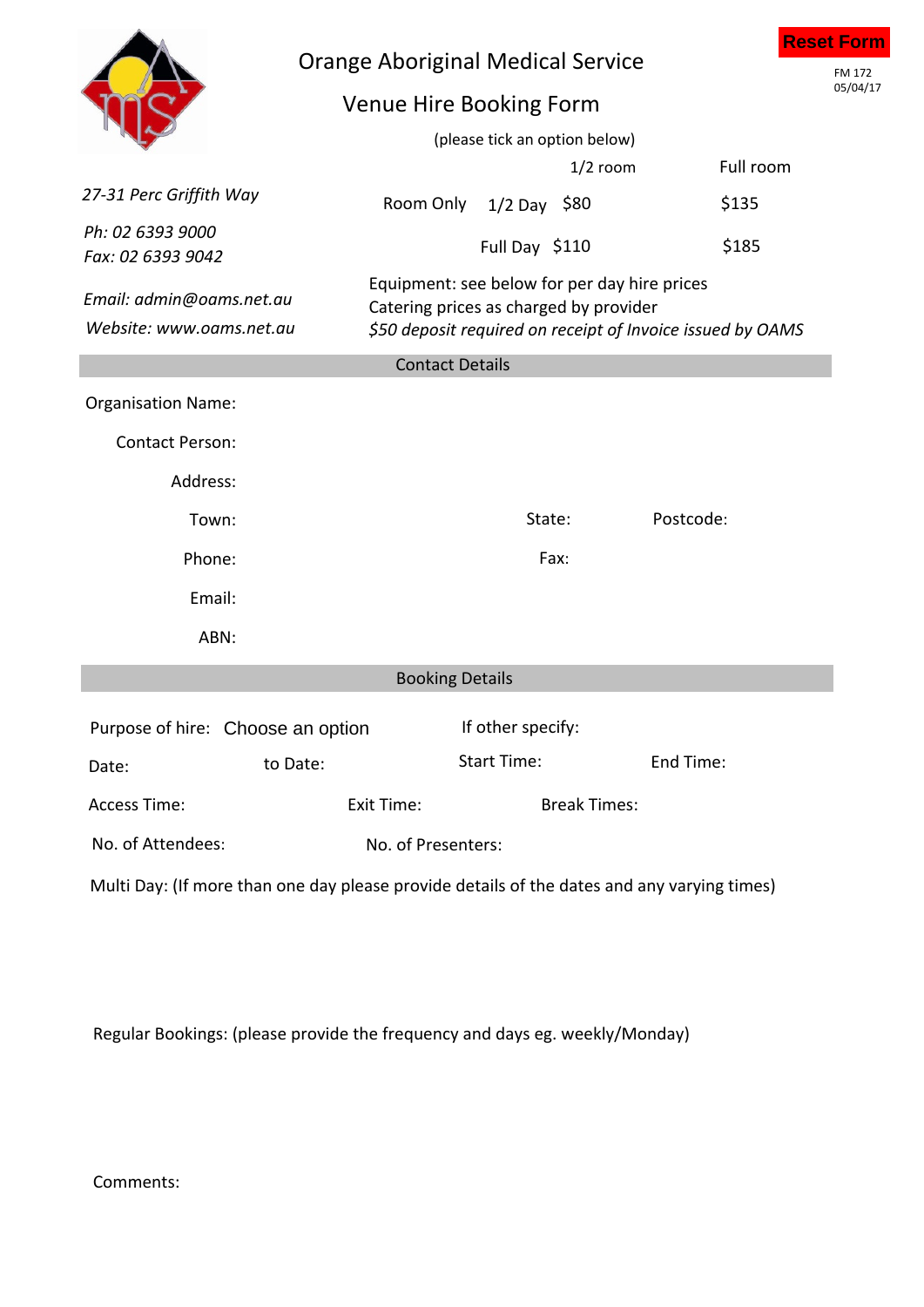Reset Form

FM 172
05/04/17

# Orange Aboriginal Medical Service

## Venue Hire Booking Form

*27-31 Perc Griffith Way*

*Ph: 02 6393 9000*
*Fax: 02 6393 9042*

*Email: admin@oams.net.au*
*Website: www.oams.net.au*

(please tick an option below)

| Room Only | | 1/2 room | Full room |
|---|---|---|---|
| | 1/2 Day | $80 | $135 |
| | Full Day | $110 | $185 |

Equipment: see below for per day hire prices
Catering prices as charged by provider
*$50 deposit required on receipt of Invoice issued by OAMS*

### Contact Details

Organisation Name:

Contact Person:

Address:

Town: State: Postcode:

Phone: Fax:

Email:

ABN:

### Booking Details

Purpose of hire: Choose an option If other specify:

Date: to Date: Start Time: End Time:

Access Time: Exit Time: Break Times:

No. of Attendees: No. of Presenters:

Multi Day: (If more than one day please provide details of the dates and any varying times)

Regular Bookings: (please provide the frequency and days eg. weekly/Monday)

Comments: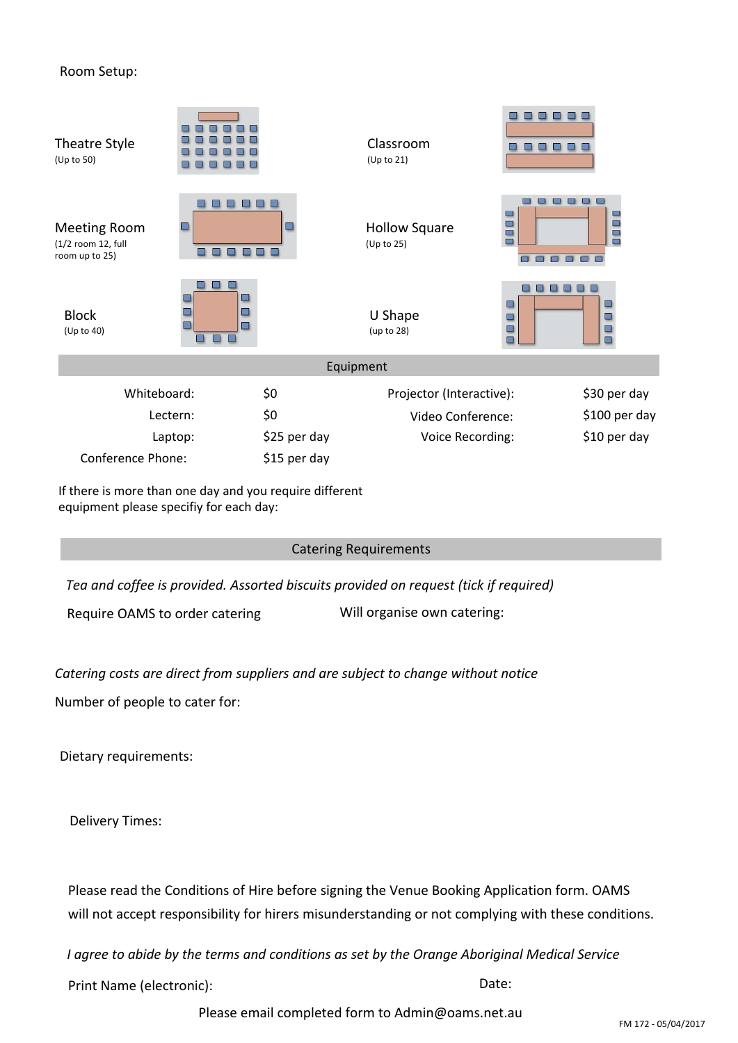Room Setup:

Theatre Style
(Up to 50)

Classroom
(Up to 21)

Meeting Room
(1/2 room 12, full room up to 25)

Hollow Square
(Up to 25)

Block
(Up to 40)

U Shape
(up to 28)

## Equipment

| | | | |
|---|---|---|---|
| Whiteboard: | $0 | Projector (Interactive): | $30 per day |
| Lectern: | $0 | Video Conference: | $100 per day |
| Laptop: | $25 per day | Voice Recording: | $10 per day |
| Conference Phone: | $15 per day | | |

If there is more than one day and you require different equipment please specifiy for each day:

## Catering Requirements

*Tea and coffee is provided. Assorted biscuits provided on request (tick if required)*

Require OAMS to order catering

Will organise own catering:

*Catering costs are direct from suppliers and are subject to change without notice*

Number of people to cater for:

Dietary requirements:

Delivery Times:

Please read the Conditions of Hire before signing the Venue Booking Application form. OAMS will not accept responsibility for hirers misunderstanding or not complying with these conditions.

*I agree to abide by the terms and conditions as set by the Orange Aboriginal Medical Service*

Print Name (electronic):

Date:

Please email completed form to Admin@oams.net.au

FM 172 - 05/04/2017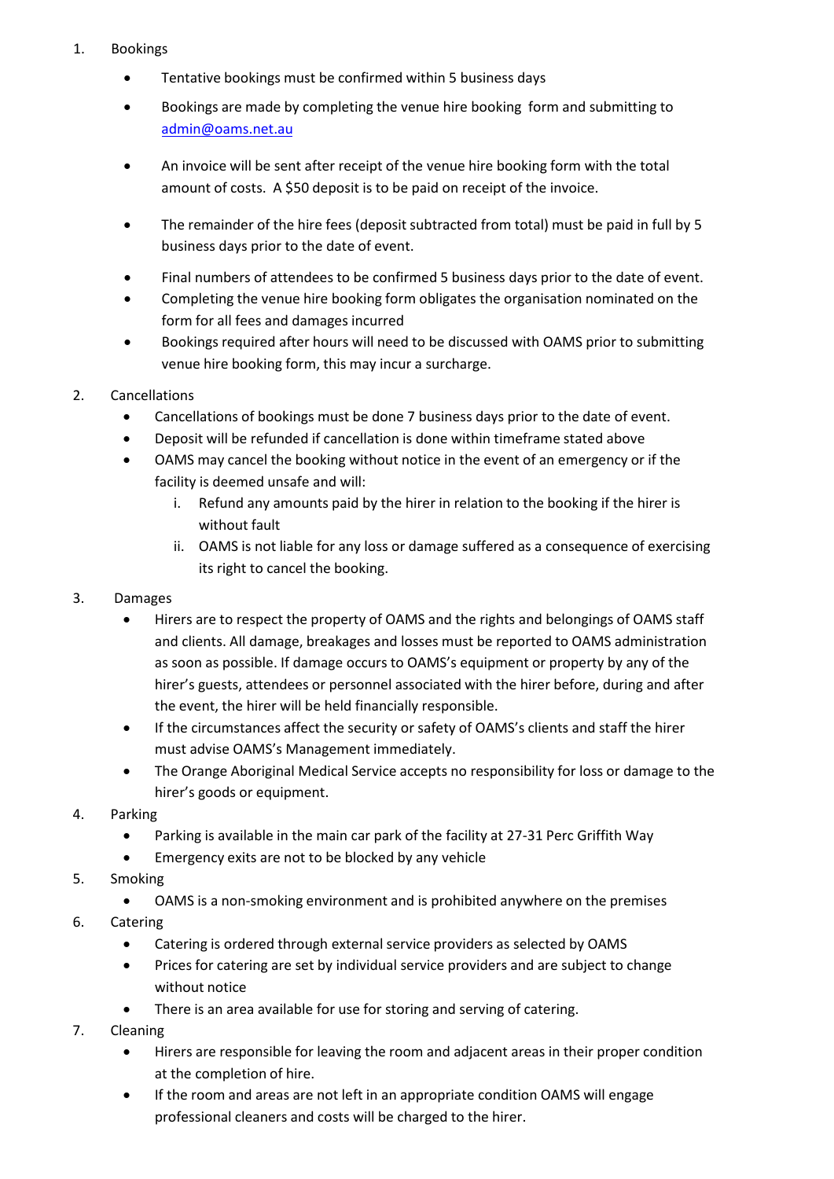1. Bookings
   - Tentative bookings must be confirmed within 5 business days
   - Bookings are made by completing the venue hire booking form and submitting to admin@oams.net.au
   - An invoice will be sent after receipt of the venue hire booking form with the total amount of costs. A $50 deposit is to be paid on receipt of the invoice.
   - The remainder of the hire fees (deposit subtracted from total) must be paid in full by 5 business days prior to the date of event.
   - Final numbers of attendees to be confirmed 5 business days prior to the date of event.
   - Completing the venue hire booking form obligates the organisation nominated on the form for all fees and damages incurred
   - Bookings required after hours will need to be discussed with OAMS prior to submitting venue hire booking form, this may incur a surcharge.

2. Cancellations
   - Cancellations of bookings must be done 7 business days prior to the date of event.
   - Deposit will be refunded if cancellation is done within timeframe stated above
   - OAMS may cancel the booking without notice in the event of an emergency or if the facility is deemed unsafe and will:
     i. Refund any amounts paid by the hirer in relation to the booking if the hirer is without fault
     ii. OAMS is not liable for any loss or damage suffered as a consequence of exercising its right to cancel the booking.

3. Damages
   - Hirers are to respect the property of OAMS and the rights and belongings of OAMS staff and clients. All damage, breakages and losses must be reported to OAMS administration as soon as possible. If damage occurs to OAMS's equipment or property by any of the hirer's guests, attendees or personnel associated with the hirer before, during and after the event, the hirer will be held financially responsible.
   - If the circumstances affect the security or safety of OAMS's clients and staff the hirer must advise OAMS's Management immediately.
   - The Orange Aboriginal Medical Service accepts no responsibility for loss or damage to the hirer's goods or equipment.

4. Parking
   - Parking is available in the main car park of the facility at 27-31 Perc Griffith Way
   - Emergency exits are not to be blocked by any vehicle

5. Smoking
   - OAMS is a non-smoking environment and is prohibited anywhere on the premises

6. Catering
   - Catering is ordered through external service providers as selected by OAMS
   - Prices for catering are set by individual service providers and are subject to change without notice
   - There is an area available for use for storing and serving of catering.

7. Cleaning
   - Hirers are responsible for leaving the room and adjacent areas in their proper condition at the completion of hire.
   - If the room and areas are not left in an appropriate condition OAMS will engage professional cleaners and costs will be charged to the hirer.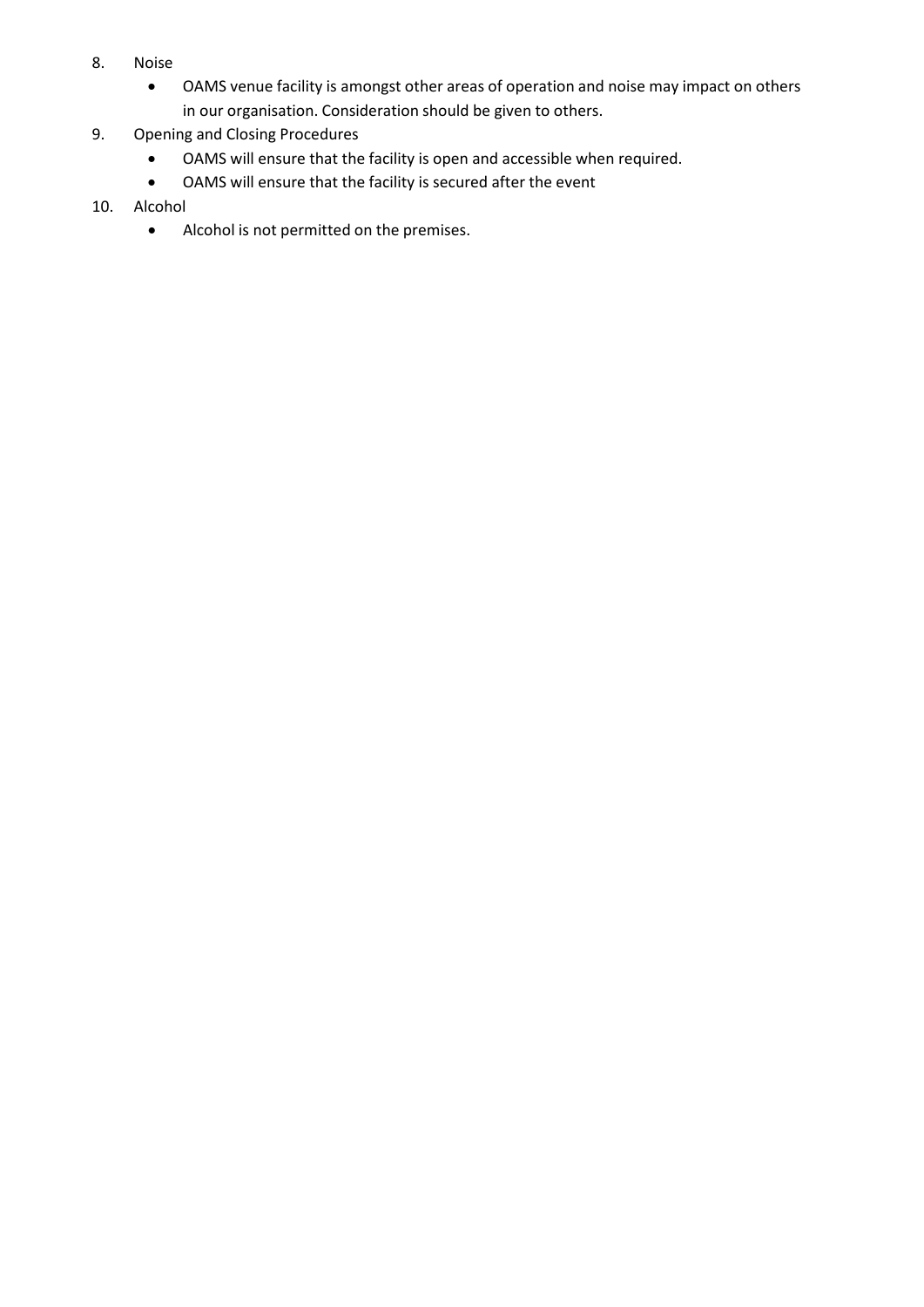8. Noise
    - OAMS venue facility is amongst other areas of operation and noise may impact on others in our organisation. Consideration should be given to others.
9. Opening and Closing Procedures
    - OAMS will ensure that the facility is open and accessible when required.
    - OAMS will ensure that the facility is secured after the event
10. Alcohol
    - Alcohol is not permitted on the premises.